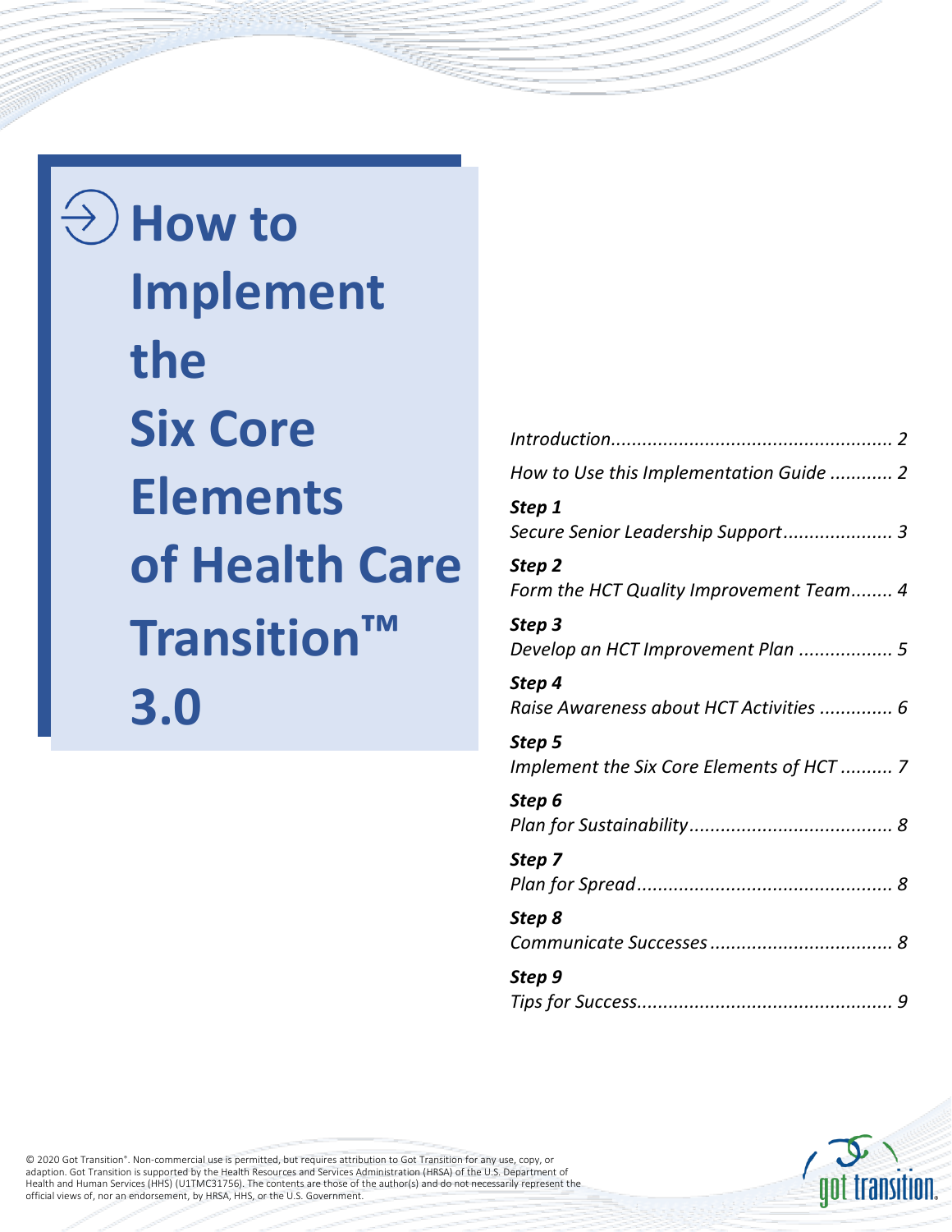# How to Implement the Six Core Elements of Health Care Transition™ 3.0

*Introduction* ..................................................... 2

*How to Use this Implementation Guide* ............ 2

***Step 1***
*Secure Senior Leadership Support* ..................... 3

***Step 2***
*Form the HCT Quality Improvement Team* ........ 4

***Step 3***
*Develop an HCT Improvement Plan* .................. 5

***Step 4***
*Raise Awareness about HCT Activities* .............. 6

***Step 5***
*Implement the Six Core Elements of HCT* .......... 7

***Step 6***
*Plan for Sustainability* ....................................... 8

***Step 7***
*Plan for Spread* ................................................. 8

***Step 8***
*Communicate Successes* ................................... 8

***Step 9***
*Tips for Success* ................................................. 9

© 2020 Got Transition®. Non-commercial use is permitted, but requires attribution to Got Transition for any use, copy, or adaption. Got Transition is supported by the Health Resources and Services Administration (HRSA) of the U.S. Department of Health and Human Services (HHS) (U1TMC31756). The contents are those of the author(s) and do not necessarily represent the official views of, nor an endorsement, by HRSA, HHS, or the U.S. Government.

got transition.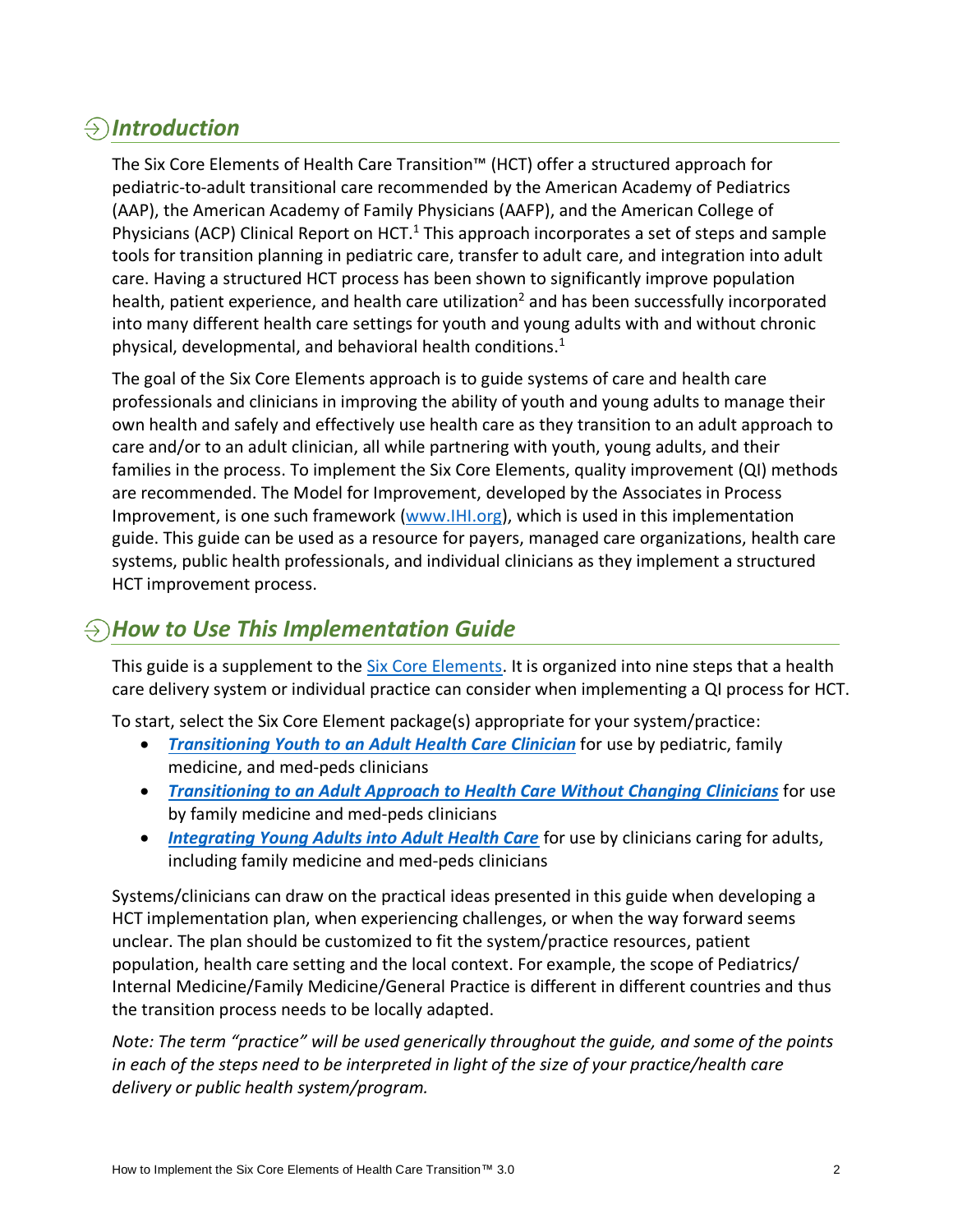## Introduction

The Six Core Elements of Health Care Transition™ (HCT) offer a structured approach for pediatric-to-adult transitional care recommended by the American Academy of Pediatrics (AAP), the American Academy of Family Physicians (AAFP), and the American College of Physicians (ACP) Clinical Report on HCT.[1] This approach incorporates a set of steps and sample tools for transition planning in pediatric care, transfer to adult care, and integration into adult care. Having a structured HCT process has been shown to significantly improve population health, patient experience, and health care utilization[2] and has been successfully incorporated into many different health care settings for youth and young adults with and without chronic physical, developmental, and behavioral health conditions.[1]

The goal of the Six Core Elements approach is to guide systems of care and health care professionals and clinicians in improving the ability of youth and young adults to manage their own health and safely and effectively use health care as they transition to an adult approach to care and/or to an adult clinician, all while partnering with youth, young adults, and their families in the process. To implement the Six Core Elements, quality improvement (QI) methods are recommended. The Model for Improvement, developed by the Associates in Process Improvement, is one such framework (www.IHI.org), which is used in this implementation guide. This guide can be used as a resource for payers, managed care organizations, health care systems, public health professionals, and individual clinicians as they implement a structured HCT improvement process.

## How to Use This Implementation Guide

This guide is a supplement to the Six Core Elements. It is organized into nine steps that a health care delivery system or individual practice can consider when implementing a QI process for HCT.

To start, select the Six Core Element package(s) appropriate for your system/practice:

- ***Transitioning Youth to an Adult Health Care Clinician*** for use by pediatric, family medicine, and med-peds clinicians
- ***Transitioning to an Adult Approach to Health Care Without Changing Clinicians*** for use by family medicine and med-peds clinicians
- ***Integrating Young Adults into Adult Health Care*** for use by clinicians caring for adults, including family medicine and med-peds clinicians

Systems/clinicians can draw on the practical ideas presented in this guide when developing a HCT implementation plan, when experiencing challenges, or when the way forward seems unclear. The plan should be customized to fit the system/practice resources, patient population, health care setting and the local context. For example, the scope of Pediatrics/ Internal Medicine/Family Medicine/General Practice is different in different countries and thus the transition process needs to be locally adapted.

*Note: The term "practice" will be used generically throughout the guide, and some of the points in each of the steps need to be interpreted in light of the size of your practice/health care delivery or public health system/program.*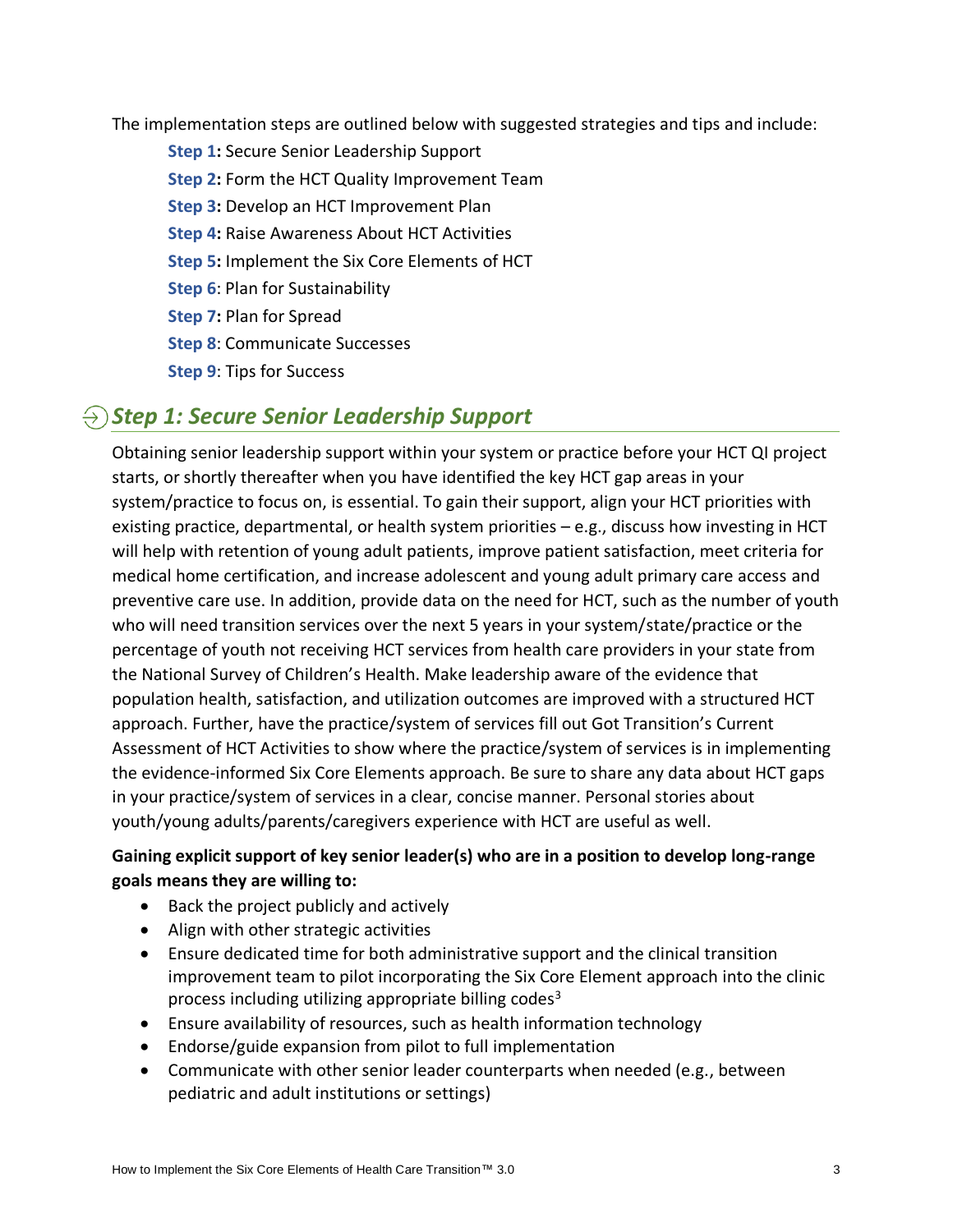The implementation steps are outlined below with suggested strategies and tips and include:

**Step 1:** Secure Senior Leadership Support
**Step 2:** Form the HCT Quality Improvement Team
**Step 3:** Develop an HCT Improvement Plan
**Step 4:** Raise Awareness About HCT Activities
**Step 5:** Implement the Six Core Elements of HCT
**Step 6**: Plan for Sustainability
**Step 7:** Plan for Spread
**Step 8**: Communicate Successes
**Step 9**: Tips for Success

## *Step 1: Secure Senior Leadership Support*

Obtaining senior leadership support within your system or practice before your HCT QI project starts, or shortly thereafter when you have identified the key HCT gap areas in your system/practice to focus on, is essential. To gain their support, align your HCT priorities with existing practice, departmental, or health system priorities – e.g., discuss how investing in HCT will help with retention of young adult patients, improve patient satisfaction, meet criteria for medical home certification, and increase adolescent and young adult primary care access and preventive care use. In addition, provide data on the need for HCT, such as the number of youth who will need transition services over the next 5 years in your system/state/practice or the percentage of youth not receiving HCT services from health care providers in your state from the National Survey of Children's Health. Make leadership aware of the evidence that population health, satisfaction, and utilization outcomes are improved with a structured HCT approach. Further, have the practice/system of services fill out Got Transition's Current Assessment of HCT Activities to show where the practice/system of services is in implementing the evidence-informed Six Core Elements approach. Be sure to share any data about HCT gaps in your practice/system of services in a clear, concise manner. Personal stories about youth/young adults/parents/caregivers experience with HCT are useful as well.

**Gaining explicit support of key senior leader(s) who are in a position to develop long-range goals means they are willing to:**

- Back the project publicly and actively
- Align with other strategic activities
- Ensure dedicated time for both administrative support and the clinical transition improvement team to pilot incorporating the Six Core Element approach into the clinic process including utilizing appropriate billing codes[3]
- Ensure availability of resources, such as health information technology
- Endorse/guide expansion from pilot to full implementation
- Communicate with other senior leader counterparts when needed (e.g., between pediatric and adult institutions or settings)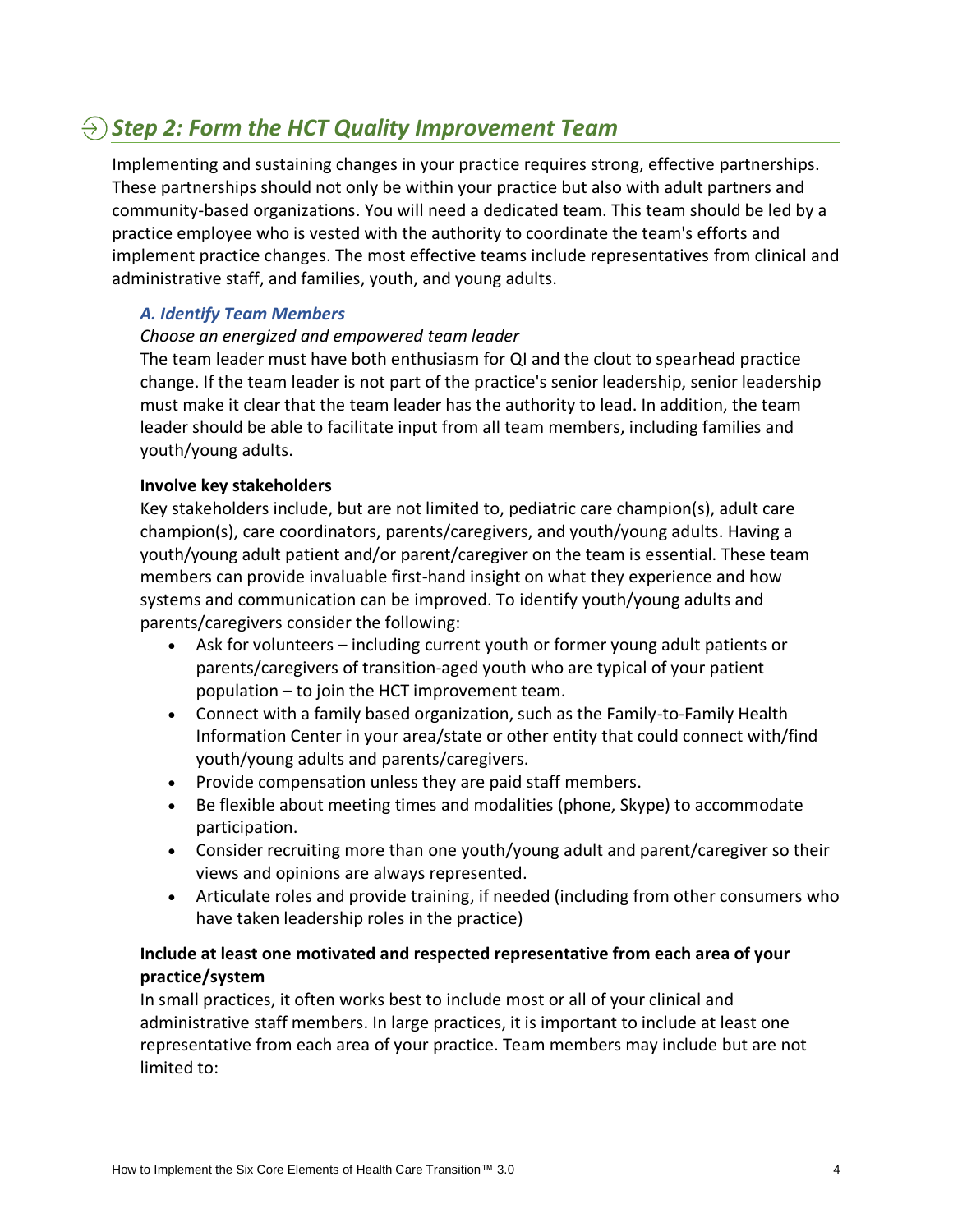## Step 2: Form the HCT Quality Improvement Team

Implementing and sustaining changes in your practice requires strong, effective partnerships. These partnerships should not only be within your practice but also with adult partners and community-based organizations. You will need a dedicated team. This team should be led by a practice employee who is vested with the authority to coordinate the team's efforts and implement practice changes. The most effective teams include representatives from clinical and administrative staff, and families, youth, and young adults.

### A. Identify Team Members

*Choose an energized and empowered team leader*

The team leader must have both enthusiasm for QI and the clout to spearhead practice change. If the team leader is not part of the practice's senior leadership, senior leadership must make it clear that the team leader has the authority to lead. In addition, the team leader should be able to facilitate input from all team members, including families and youth/young adults.

**Involve key stakeholders**

Key stakeholders include, but are not limited to, pediatric care champion(s), adult care champion(s), care coordinators, parents/caregivers, and youth/young adults. Having a youth/young adult patient and/or parent/caregiver on the team is essential. These team members can provide invaluable first-hand insight on what they experience and how systems and communication can be improved. To identify youth/young adults and parents/caregivers consider the following:

- Ask for volunteers – including current youth or former young adult patients or parents/caregivers of transition-aged youth who are typical of your patient population – to join the HCT improvement team.
- Connect with a family based organization, such as the Family-to-Family Health Information Center in your area/state or other entity that could connect with/find youth/young adults and parents/caregivers.
- Provide compensation unless they are paid staff members.
- Be flexible about meeting times and modalities (phone, Skype) to accommodate participation.
- Consider recruiting more than one youth/young adult and parent/caregiver so their views and opinions are always represented.
- Articulate roles and provide training, if needed (including from other consumers who have taken leadership roles in the practice)

**Include at least one motivated and respected representative from each area of your practice/system**

In small practices, it often works best to include most or all of your clinical and administrative staff members. In large practices, it is important to include at least one representative from each area of your practice. Team members may include but are not limited to: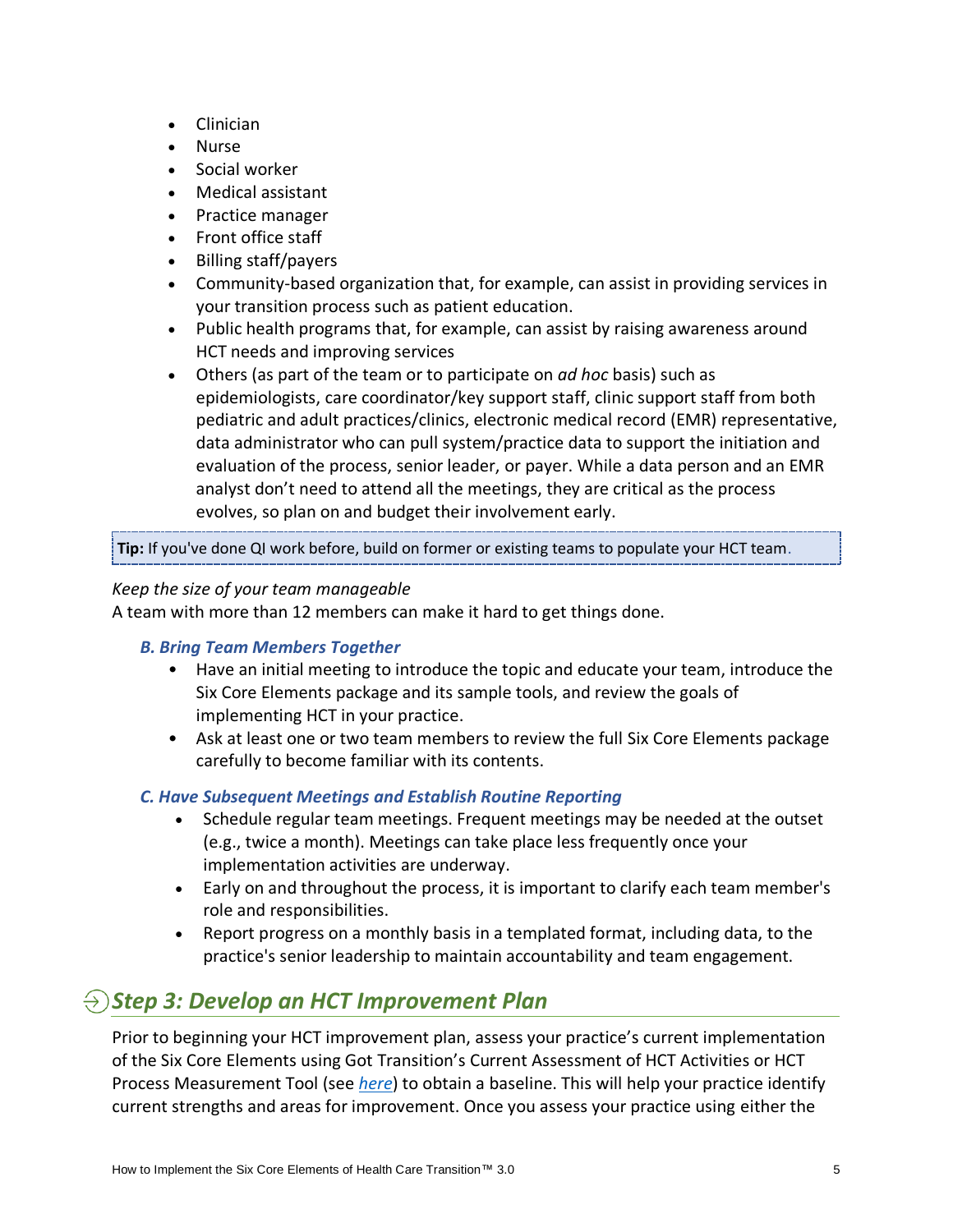- Clinician
- Nurse
- Social worker
- Medical assistant
- Practice manager
- Front office staff
- Billing staff/payers
- Community-based organization that, for example, can assist in providing services in your transition process such as patient education.
- Public health programs that, for example, can assist by raising awareness around HCT needs and improving services
- Others (as part of the team or to participate on *ad hoc* basis) such as epidemiologists, care coordinator/key support staff, clinic support staff from both pediatric and adult practices/clinics, electronic medical record (EMR) representative, data administrator who can pull system/practice data to support the initiation and evaluation of the process, senior leader, or payer. While a data person and an EMR analyst don't need to attend all the meetings, they are critical as the process evolves, so plan on and budget their involvement early.

**Tip:** If you've done QI work before, build on former or existing teams to populate your HCT team.

*Keep the size of your team manageable*

A team with more than 12 members can make it hard to get things done.

### *B. Bring Team Members Together*

- Have an initial meeting to introduce the topic and educate your team, introduce the Six Core Elements package and its sample tools, and review the goals of implementing HCT in your practice.
- Ask at least one or two team members to review the full Six Core Elements package carefully to become familiar with its contents.

### *C. Have Subsequent Meetings and Establish Routine Reporting*

- Schedule regular team meetings. Frequent meetings may be needed at the outset (e.g., twice a month). Meetings can take place less frequently once your implementation activities are underway.
- Early on and throughout the process, it is important to clarify each team member's role and responsibilities.
- Report progress on a monthly basis in a templated format, including data, to the practice's senior leadership to maintain accountability and team engagement.

## *Step 3: Develop an HCT Improvement Plan*

Prior to beginning your HCT improvement plan, assess your practice's current implementation of the Six Core Elements using Got Transition's Current Assessment of HCT Activities or HCT Process Measurement Tool (see *here*) to obtain a baseline. This will help your practice identify current strengths and areas for improvement. Once you assess your practice using either the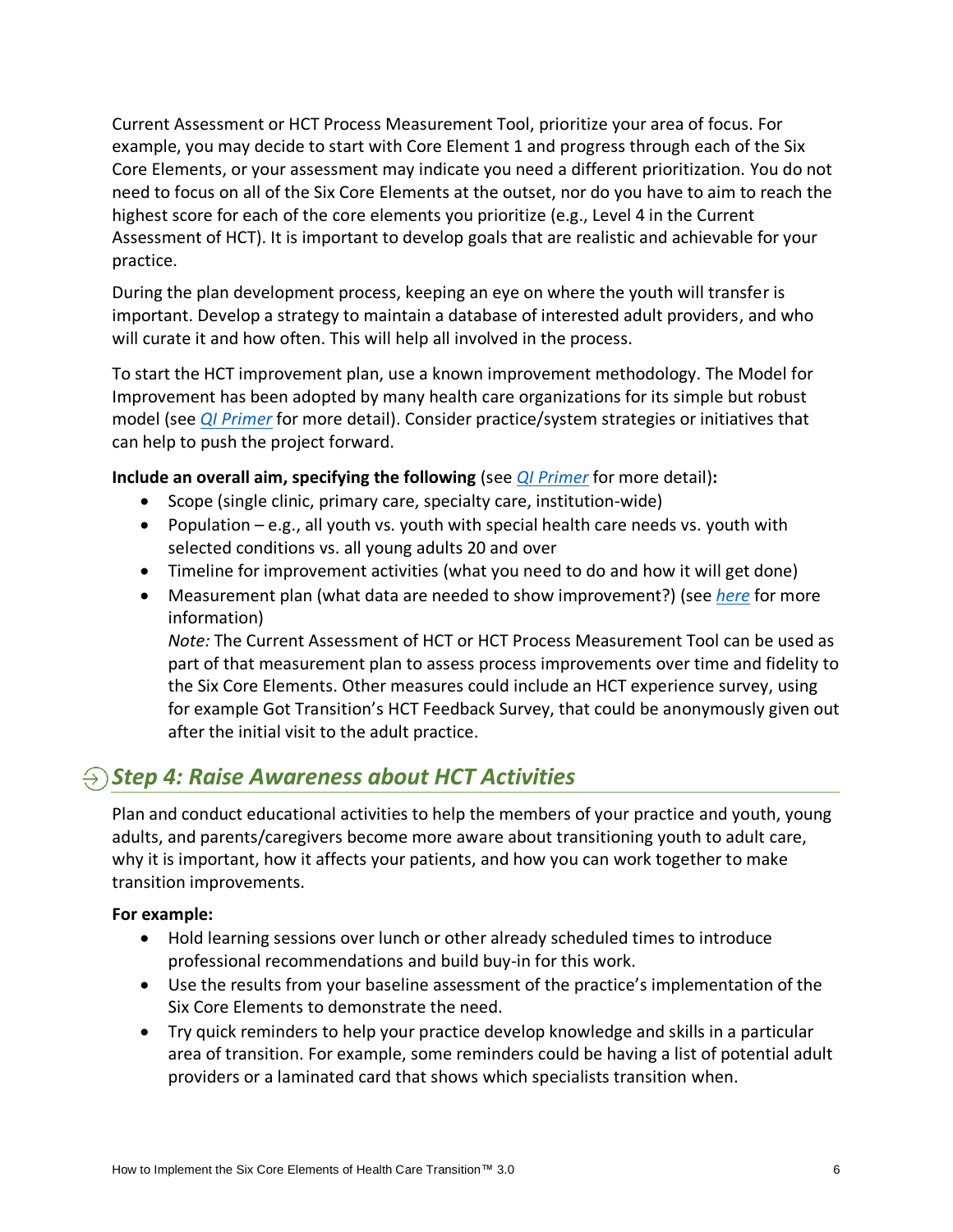Current Assessment or HCT Process Measurement Tool, prioritize your area of focus. For example, you may decide to start with Core Element 1 and progress through each of the Six Core Elements, or your assessment may indicate you need a different prioritization. You do not need to focus on all of the Six Core Elements at the outset, nor do you have to aim to reach the highest score for each of the core elements you prioritize (e.g., Level 4 in the Current Assessment of HCT). It is important to develop goals that are realistic and achievable for your practice.

During the plan development process, keeping an eye on where the youth will transfer is important. Develop a strategy to maintain a database of interested adult providers, and who will curate it and how often. This will help all involved in the process.

To start the HCT improvement plan, use a known improvement methodology. The Model for Improvement has been adopted by many health care organizations for its simple but robust model (see *QI Primer* for more detail). Consider practice/system strategies or initiatives that can help to push the project forward.

**Include an overall aim, specifying the following** (see *QI Primer* for more detail)**:**

- Scope (single clinic, primary care, specialty care, institution-wide)
- Population – e.g., all youth vs. youth with special health care needs vs. youth with selected conditions vs. all young adults 20 and over
- Timeline for improvement activities (what you need to do and how it will get done)
- Measurement plan (what data are needed to show improvement?) (see *here* for more information)
  *Note:* The Current Assessment of HCT or HCT Process Measurement Tool can be used as part of that measurement plan to assess process improvements over time and fidelity to the Six Core Elements. Other measures could include an HCT experience survey, using for example Got Transition's HCT Feedback Survey, that could be anonymously given out after the initial visit to the adult practice.

## *Step 4: Raise Awareness about HCT Activities*

Plan and conduct educational activities to help the members of your practice and youth, young adults, and parents/caregivers become more aware about transitioning youth to adult care, why it is important, how it affects your patients, and how you can work together to make transition improvements.

**For example:**

- Hold learning sessions over lunch or other already scheduled times to introduce professional recommendations and build buy-in for this work.
- Use the results from your baseline assessment of the practice's implementation of the Six Core Elements to demonstrate the need.
- Try quick reminders to help your practice develop knowledge and skills in a particular area of transition. For example, some reminders could be having a list of potential adult providers or a laminated card that shows which specialists transition when.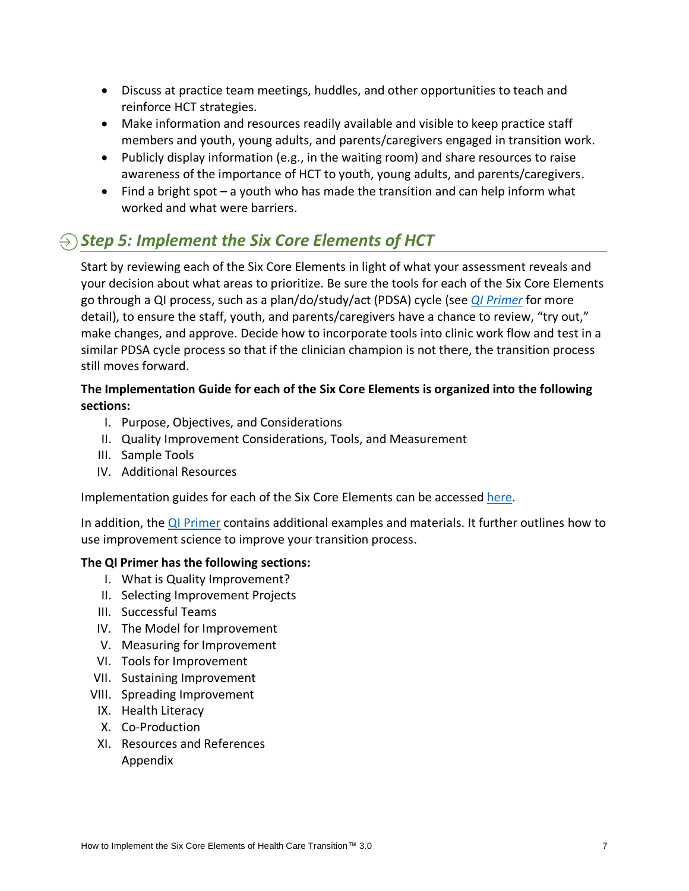- Discuss at practice team meetings, huddles, and other opportunities to teach and reinforce HCT strategies.
- Make information and resources readily available and visible to keep practice staff members and youth, young adults, and parents/caregivers engaged in transition work.
- Publicly display information (e.g., in the waiting room) and share resources to raise awareness of the importance of HCT to youth, young adults, and parents/caregivers.
- Find a bright spot – a youth who has made the transition and can help inform what worked and what were barriers.

## *Step 5: Implement the Six Core Elements of HCT*

Start by reviewing each of the Six Core Elements in light of what your assessment reveals and your decision about what areas to prioritize. Be sure the tools for each of the Six Core Elements go through a QI process, such as a plan/do/study/act (PDSA) cycle (see *QI Primer* for more detail), to ensure the staff, youth, and parents/caregivers have a chance to review, "try out," make changes, and approve. Decide how to incorporate tools into clinic work flow and test in a similar PDSA cycle process so that if the clinician champion is not there, the transition process still moves forward.

**The Implementation Guide for each of the Six Core Elements is organized into the following sections:**

I. Purpose, Objectives, and Considerations
II. Quality Improvement Considerations, Tools, and Measurement
III. Sample Tools
IV. Additional Resources

Implementation guides for each of the Six Core Elements can be accessed here.

In addition, the QI Primer contains additional examples and materials. It further outlines how to use improvement science to improve your transition process.

**The QI Primer has the following sections:**

I. What is Quality Improvement?
II. Selecting Improvement Projects
III. Successful Teams
IV. The Model for Improvement
V. Measuring for Improvement
VI. Tools for Improvement
VII. Sustaining Improvement
VIII. Spreading Improvement
IX. Health Literacy
X. Co-Production
XI. Resources and References
Appendix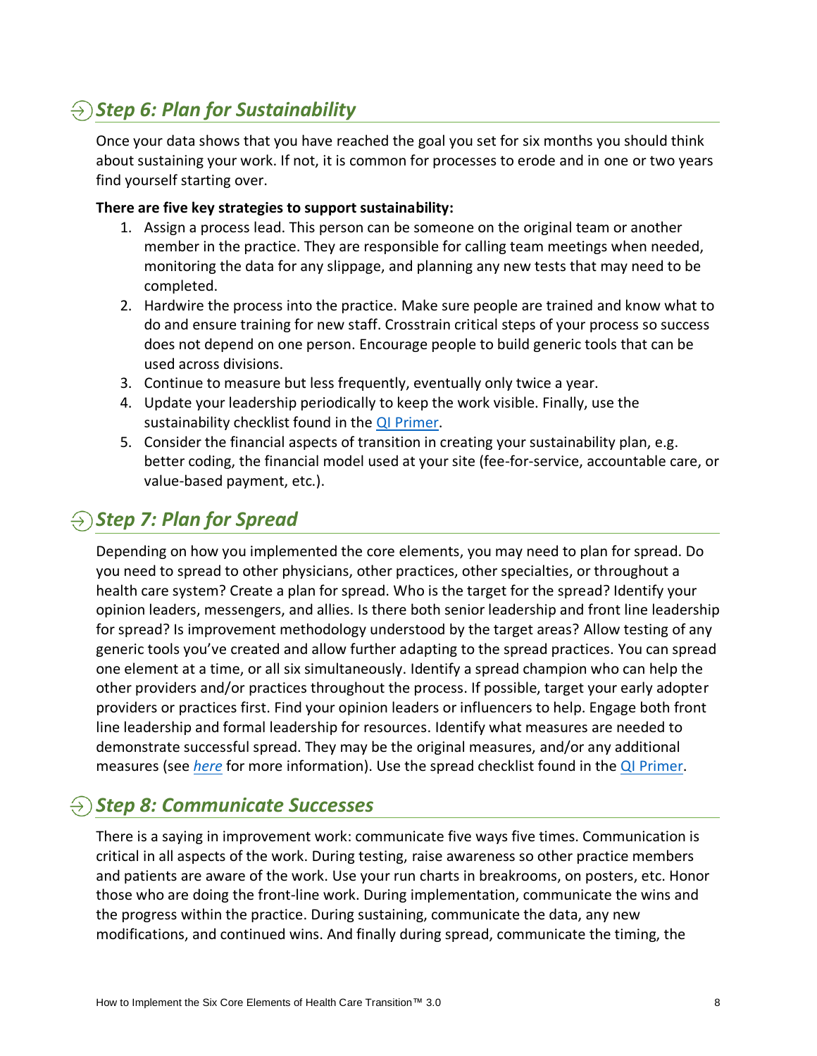## *Step 6: Plan for Sustainability*

Once your data shows that you have reached the goal you set for six months you should think about sustaining your work. If not, it is common for processes to erode and in one or two years find yourself starting over.

**There are five key strategies to support sustainability:**

1. Assign a process lead. This person can be someone on the original team or another member in the practice. They are responsible for calling team meetings when needed, monitoring the data for any slippage, and planning any new tests that may need to be completed.
2. Hardwire the process into the practice. Make sure people are trained and know what to do and ensure training for new staff. Crosstrain critical steps of your process so success does not depend on one person. Encourage people to build generic tools that can be used across divisions.
3. Continue to measure but less frequently, eventually only twice a year.
4. Update your leadership periodically to keep the work visible. Finally, use the sustainability checklist found in the QI Primer.
5. Consider the financial aspects of transition in creating your sustainability plan, e.g. better coding, the financial model used at your site (fee-for-service, accountable care, or value-based payment, etc.).

## *Step 7: Plan for Spread*

Depending on how you implemented the core elements, you may need to plan for spread. Do you need to spread to other physicians, other practices, other specialties, or throughout a health care system? Create a plan for spread. Who is the target for the spread? Identify your opinion leaders, messengers, and allies. Is there both senior leadership and front line leadership for spread? Is improvement methodology understood by the target areas? Allow testing of any generic tools you've created and allow further adapting to the spread practices. You can spread one element at a time, or all six simultaneously. Identify a spread champion who can help the other providers and/or practices throughout the process. If possible, target your early adopter providers or practices first. Find your opinion leaders or influencers to help. Engage both front line leadership and formal leadership for resources. Identify what measures are needed to demonstrate successful spread. They may be the original measures, and/or any additional measures (see *here* for more information). Use the spread checklist found in the QI Primer.

## *Step 8: Communicate Successes*

There is a saying in improvement work: communicate five ways five times. Communication is critical in all aspects of the work. During testing, raise awareness so other practice members and patients are aware of the work. Use your run charts in breakrooms, on posters, etc. Honor those who are doing the front-line work. During implementation, communicate the wins and the progress within the practice. During sustaining, communicate the data, any new modifications, and continued wins. And finally during spread, communicate the timing, the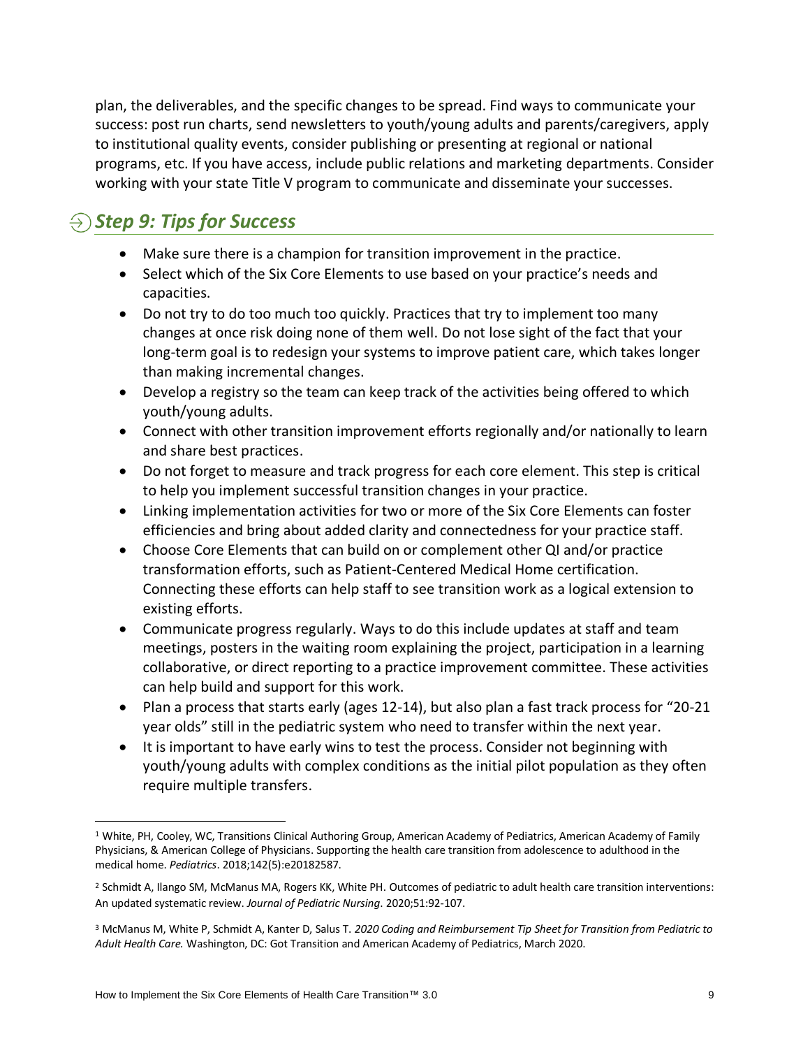plan, the deliverables, and the specific changes to be spread. Find ways to communicate your success: post run charts, send newsletters to youth/young adults and parents/caregivers, apply to institutional quality events, consider publishing or presenting at regional or national programs, etc. If you have access, include public relations and marketing departments. Consider working with your state Title V program to communicate and disseminate your successes.

## *Step 9: Tips for Success*

- Make sure there is a champion for transition improvement in the practice.
- Select which of the Six Core Elements to use based on your practice's needs and capacities.
- Do not try to do too much too quickly. Practices that try to implement too many changes at once risk doing none of them well. Do not lose sight of the fact that your long-term goal is to redesign your systems to improve patient care, which takes longer than making incremental changes.
- Develop a registry so the team can keep track of the activities being offered to which youth/young adults.
- Connect with other transition improvement efforts regionally and/or nationally to learn and share best practices.
- Do not forget to measure and track progress for each core element. This step is critical to help you implement successful transition changes in your practice.
- Linking implementation activities for two or more of the Six Core Elements can foster efficiencies and bring about added clarity and connectedness for your practice staff.
- Choose Core Elements that can build on or complement other QI and/or practice transformation efforts, such as Patient-Centered Medical Home certification. Connecting these efforts can help staff to see transition work as a logical extension to existing efforts.
- Communicate progress regularly. Ways to do this include updates at staff and team meetings, posters in the waiting room explaining the project, participation in a learning collaborative, or direct reporting to a practice improvement committee. These activities can help build and support for this work.
- Plan a process that starts early (ages 12-14), but also plan a fast track process for "20-21 year olds" still in the pediatric system who need to transfer within the next year.
- It is important to have early wins to test the process. Consider not beginning with youth/young adults with complex conditions as the initial pilot population as they often require multiple transfers.

---

[1] White, PH, Cooley, WC, Transitions Clinical Authoring Group, American Academy of Pediatrics, American Academy of Family Physicians, & American College of Physicians. Supporting the health care transition from adolescence to adulthood in the medical home. *Pediatrics*. 2018;142(5):e20182587.

[2] Schmidt A, Ilango SM, McManus MA, Rogers KK, White PH. Outcomes of pediatric to adult health care transition interventions: An updated systematic review. *Journal of Pediatric Nursing*. 2020;51:92-107.

[3] McManus M, White P, Schmidt A, Kanter D, Salus T. *2020 Coding and Reimbursement Tip Sheet for Transition from Pediatric to Adult Health Care.* Washington, DC: Got Transition and American Academy of Pediatrics, March 2020.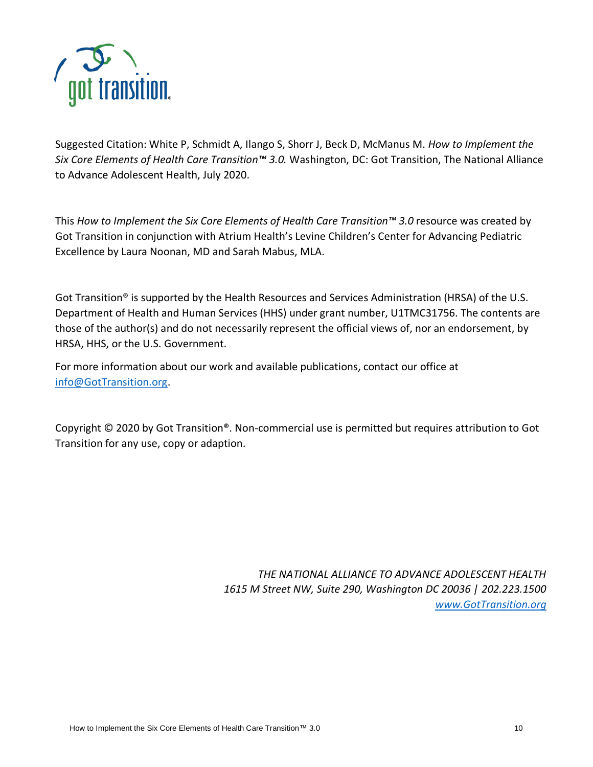got transition

Suggested Citation: White P, Schmidt A, Ilango S, Shorr J, Beck D, McManus M. *How to Implement the Six Core Elements of Health Care Transition™ 3.0.* Washington, DC: Got Transition, The National Alliance to Advance Adolescent Health, July 2020.

This *How to Implement the Six Core Elements of Health Care Transition™ 3.0* resource was created by Got Transition in conjunction with Atrium Health's Levine Children's Center for Advancing Pediatric Excellence by Laura Noonan, MD and Sarah Mabus, MLA.

Got Transition® is supported by the Health Resources and Services Administration (HRSA) of the U.S. Department of Health and Human Services (HHS) under grant number, U1TMC31756. The contents are those of the author(s) and do not necessarily represent the official views of, nor an endorsement, by HRSA, HHS, or the U.S. Government.

For more information about our work and available publications, contact our office at [info@GotTransition.org](mailto:info@GotTransition.org).

Copyright © 2020 by Got Transition®. Non-commercial use is permitted but requires attribution to Got Transition for any use, copy or adaption.

*THE NATIONAL ALLIANCE TO ADVANCE ADOLESCENT HEALTH*
*1615 M Street NW, Suite 290, Washington DC 20036 | 202.223.1500*
*[www.GotTransition.org](http://www.GotTransition.org)*